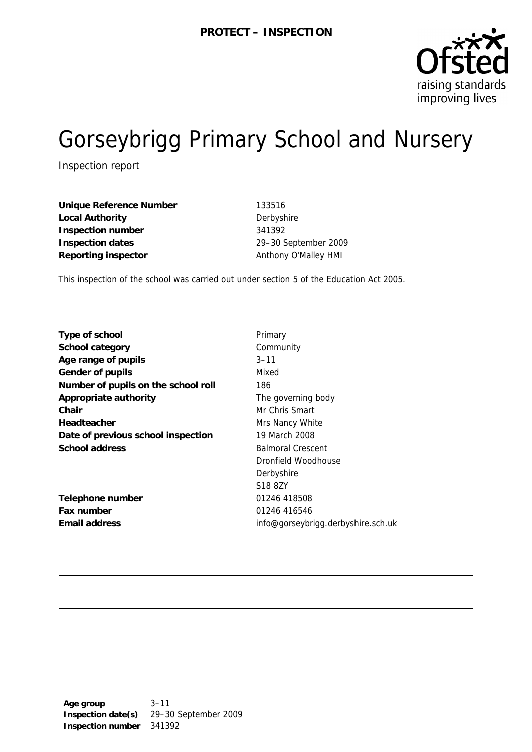PROTECT – INSPECTION

# Gorseybrigg Primary School and Nursery

Inspection report

| | |
|---|---|
| **Unique Reference Number** | 133516 |
| **Local Authority** | Derbyshire |
| **Inspection number** | 341392 |
| **Inspection dates** | 29–30 September 2009 |
| **Reporting inspector** | Anthony O'Malley HMI |

This inspection of the school was carried out under section 5 of the Education Act 2005.

| | |
|---|---|
| **Type of school** | Primary |
| **School category** | Community |
| **Age range of pupils** | 3–11 |
| **Gender of pupils** | Mixed |
| **Number of pupils on the school roll** | 186 |
| **Appropriate authority** | The governing body |
| **Chair** | Mr Chris Smart |
| **Headteacher** | Mrs Nancy White |
| **Date of previous school inspection** | 19 March 2008 |
| **School address** | Balmoral Crescent<br>Dronfield Woodhouse<br>Derbyshire<br>S18 8ZY |
| **Telephone number** | 01246 418508 |
| **Fax number** | 01246 416546 |
| **Email address** | info@gorseybrigg.derbyshire.sch.uk |

| | |
|---|---|
| **Age group** | 3–11 |
| **Inspection date(s)** | 29–30 September 2009 |
| **Inspection number** | 341392 |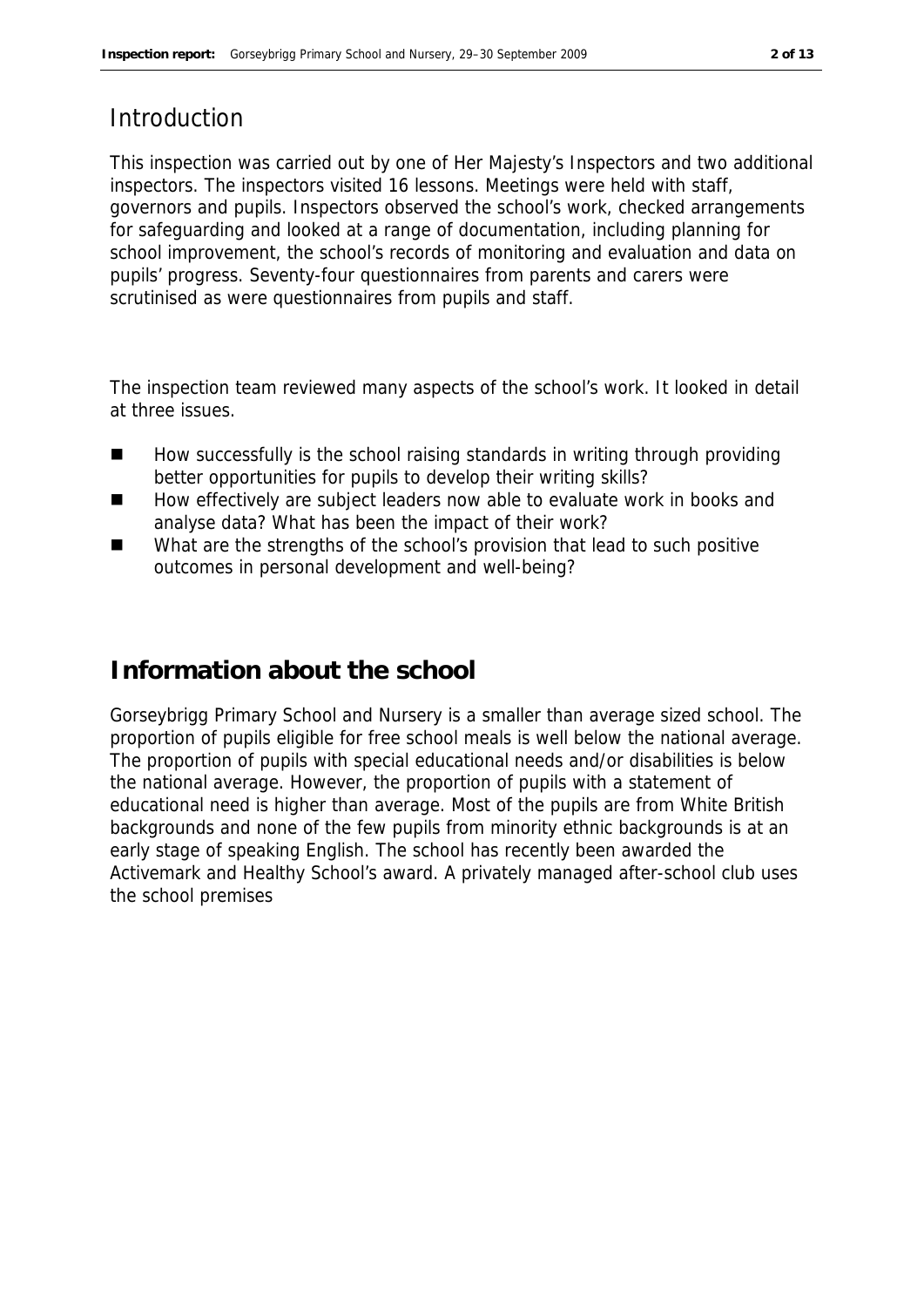## Introduction

This inspection was carried out by one of Her Majesty's Inspectors and two additional inspectors. The inspectors visited 16 lessons. Meetings were held with staff, governors and pupils. Inspectors observed the school's work, checked arrangements for safeguarding and looked at a range of documentation, including planning for school improvement, the school's records of monitoring and evaluation and data on pupils' progress. Seventy-four questionnaires from parents and carers were scrutinised as were questionnaires from pupils and staff.

The inspection team reviewed many aspects of the school's work. It looked in detail at three issues.

- How successfully is the school raising standards in writing through providing better opportunities for pupils to develop their writing skills?
- How effectively are subject leaders now able to evaluate work in books and analyse data? What has been the impact of their work?
- What are the strengths of the school's provision that lead to such positive outcomes in personal development and well-being?

## Information about the school

Gorseybrigg Primary School and Nursery is a smaller than average sized school. The proportion of pupils eligible for free school meals is well below the national average. The proportion of pupils with special educational needs and/or disabilities is below the national average. However, the proportion of pupils with a statement of educational need is higher than average. Most of the pupils are from White British backgrounds and none of the few pupils from minority ethnic backgrounds is at an early stage of speaking English. The school has recently been awarded the Activemark and Healthy School's award. A privately managed after-school club uses the school premises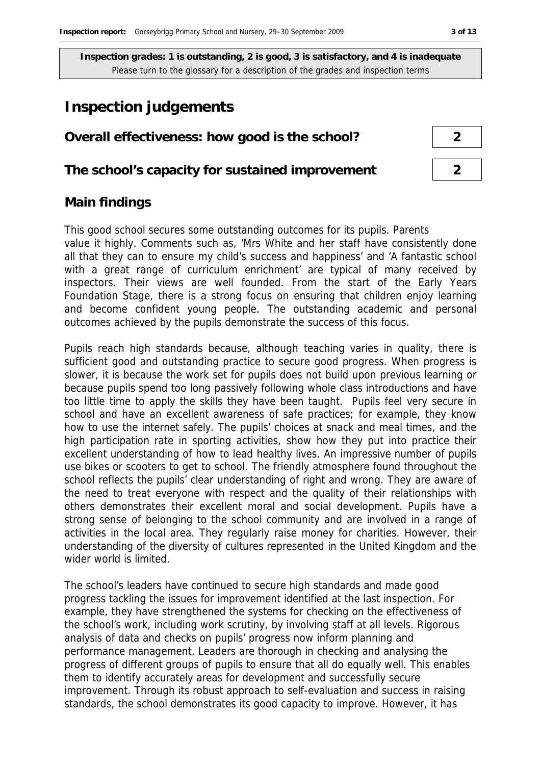**Inspection grades: 1 is outstanding, 2 is good, 3 is satisfactory, and 4 is inadequate**
Please turn to the glossary for a description of the grades and inspection terms

# Inspection judgements

| | |
|---|---|
| **Overall effectiveness: how good is the school?** | 2 |
| **The school's capacity for sustained improvement** | 2 |

## Main findings

This good school secures some outstanding outcomes for its pupils. Parents value it highly. Comments such as, 'Mrs White and her staff have consistently done all that they can to ensure my child's success and happiness' and 'A fantastic school with a great range of curriculum enrichment' are typical of many received by inspectors. Their views are well founded. From the start of the Early Years Foundation Stage, there is a strong focus on ensuring that children enjoy learning and become confident young people. The outstanding academic and personal outcomes achieved by the pupils demonstrate the success of this focus.

Pupils reach high standards because, although teaching varies in quality, there is sufficient good and outstanding practice to secure good progress. When progress is slower, it is because the work set for pupils does not build upon previous learning or because pupils spend too long passively following whole class introductions and have too little time to apply the skills they have been taught. Pupils feel very secure in school and have an excellent awareness of safe practices; for example, they know how to use the internet safely. The pupils' choices at snack and meal times, and the high participation rate in sporting activities, show how they put into practice their excellent understanding of how to lead healthy lives. An impressive number of pupils use bikes or scooters to get to school. The friendly atmosphere found throughout the school reflects the pupils' clear understanding of right and wrong. They are aware of the need to treat everyone with respect and the quality of their relationships with others demonstrates their excellent moral and social development. Pupils have a strong sense of belonging to the school community and are involved in a range of activities in the local area. They regularly raise money for charities. However, their understanding of the diversity of cultures represented in the United Kingdom and the wider world is limited.

The school's leaders have continued to secure high standards and made good progress tackling the issues for improvement identified at the last inspection. For example, they have strengthened the systems for checking on the effectiveness of the school's work, including work scrutiny, by involving staff at all levels. Rigorous analysis of data and checks on pupils' progress now inform planning and performance management. Leaders are thorough in checking and analysing the progress of different groups of pupils to ensure that all do equally well. This enables them to identify accurately areas for development and successfully secure improvement. Through its robust approach to self-evaluation and success in raising standards, the school demonstrates its good capacity to improve. However, it has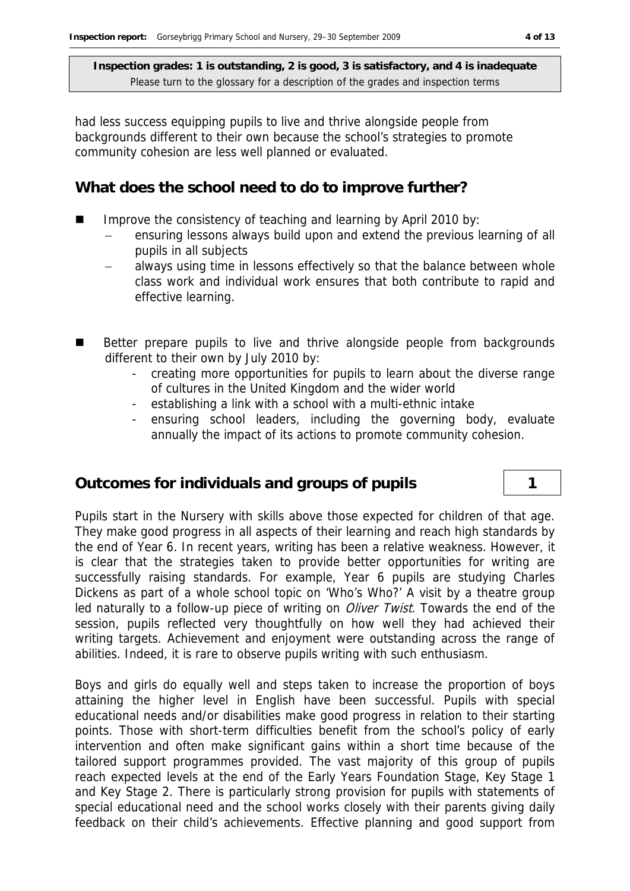**Inspection grades: 1 is outstanding, 2 is good, 3 is satisfactory, and 4 is inadequate**
Please turn to the glossary for a description of the grades and inspection terms

had less success equipping pupils to live and thrive alongside people from backgrounds different to their own because the school's strategies to promote community cohesion are less well planned or evaluated.

## What does the school need to do to improve further?

- Improve the consistency of teaching and learning by April 2010 by:
  - ensuring lessons always build upon and extend the previous learning of all pupils in all subjects
  - always using time in lessons effectively so that the balance between whole class work and individual work ensures that both contribute to rapid and effective learning.
- Better prepare pupils to live and thrive alongside people from backgrounds different to their own by July 2010 by:
  - creating more opportunities for pupils to learn about the diverse range of cultures in the United Kingdom and the wider world
  - establishing a link with a school with a multi-ethnic intake
  - ensuring school leaders, including the governing body, evaluate annually the impact of its actions to promote community cohesion.

## Outcomes for individuals and groups of pupils — 1

Pupils start in the Nursery with skills above those expected for children of that age. They make good progress in all aspects of their learning and reach high standards by the end of Year 6. In recent years, writing has been a relative weakness. However, it is clear that the strategies taken to provide better opportunities for writing are successfully raising standards. For example, Year 6 pupils are studying Charles Dickens as part of a whole school topic on 'Who's Who?' A visit by a theatre group led naturally to a follow-up piece of writing on *Oliver Twist*. Towards the end of the session, pupils reflected very thoughtfully on how well they had achieved their writing targets. Achievement and enjoyment were outstanding across the range of abilities. Indeed, it is rare to observe pupils writing with such enthusiasm.

Boys and girls do equally well and steps taken to increase the proportion of boys attaining the higher level in English have been successful. Pupils with special educational needs and/or disabilities make good progress in relation to their starting points. Those with short-term difficulties benefit from the school's policy of early intervention and often make significant gains within a short time because of the tailored support programmes provided. The vast majority of this group of pupils reach expected levels at the end of the Early Years Foundation Stage, Key Stage 1 and Key Stage 2. There is particularly strong provision for pupils with statements of special educational need and the school works closely with their parents giving daily feedback on their child's achievements. Effective planning and good support from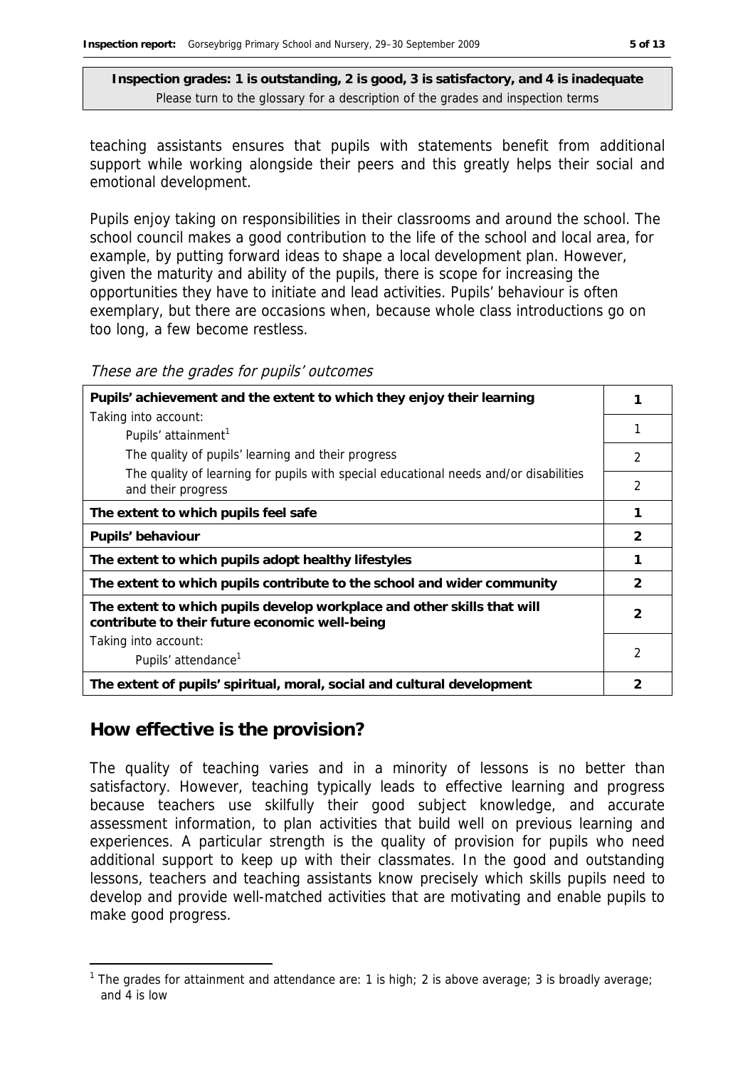**Inspection grades: 1 is outstanding, 2 is good, 3 is satisfactory, and 4 is inadequate**
Please turn to the glossary for a description of the grades and inspection terms

teaching assistants ensures that pupils with statements benefit from additional support while working alongside their peers and this greatly helps their social and emotional development.

Pupils enjoy taking on responsibilities in their classrooms and around the school. The school council makes a good contribution to the life of the school and local area, for example, by putting forward ideas to shape a local development plan. However, given the maturity and ability of the pupils, there is scope for increasing the opportunities they have to initiate and lead activities. Pupils' behaviour is often exemplary, but there are occasions when, because whole class introductions go on too long, a few become restless.

*These are the grades for pupils' outcomes*

| | |
|---|---|
| **Pupils' achievement and the extent to which they enjoy their learning** | **1** |
| Taking into account: Pupils' attainment[1] | 1 |
| The quality of pupils' learning and their progress | 2 |
| The quality of learning for pupils with special educational needs and/or disabilities and their progress | 2 |
| **The extent to which pupils feel safe** | **1** |
| **Pupils' behaviour** | **2** |
| **The extent to which pupils adopt healthy lifestyles** | **1** |
| **The extent to which pupils contribute to the school and wider community** | **2** |
| **The extent to which pupils develop workplace and other skills that will contribute to their future economic well-being** | **2** |
| Taking into account: Pupils' attendance[1] | 2 |
| **The extent of pupils' spiritual, moral, social and cultural development** | **2** |

## How effective is the provision?

The quality of teaching varies and in a minority of lessons is no better than satisfactory. However, teaching typically leads to effective learning and progress because teachers use skilfully their good subject knowledge, and accurate assessment information, to plan activities that build well on previous learning and experiences. A particular strength is the quality of provision for pupils who need additional support to keep up with their classmates. In the good and outstanding lessons, teachers and teaching assistants know precisely which skills pupils need to develop and provide well-matched activities that are motivating and enable pupils to make good progress.

[1] The grades for attainment and attendance are: 1 is high; 2 is above average; 3 is broadly average; and 4 is low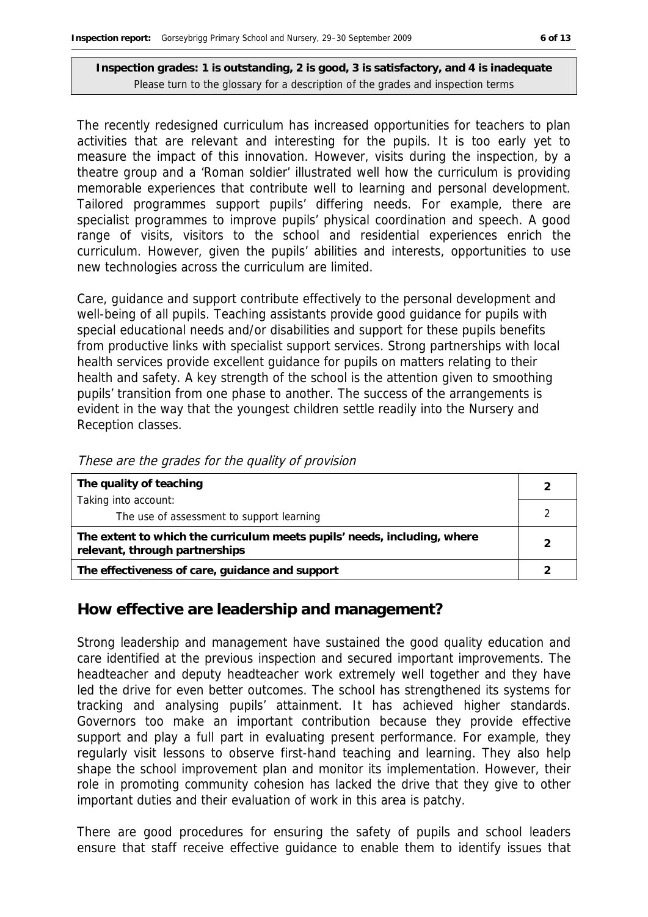**Inspection grades: 1 is outstanding, 2 is good, 3 is satisfactory, and 4 is inadequate**
Please turn to the glossary for a description of the grades and inspection terms

The recently redesigned curriculum has increased opportunities for teachers to plan activities that are relevant and interesting for the pupils. It is too early yet to measure the impact of this innovation. However, visits during the inspection, by a theatre group and a 'Roman soldier' illustrated well how the curriculum is providing memorable experiences that contribute well to learning and personal development. Tailored programmes support pupils' differing needs. For example, there are specialist programmes to improve pupils' physical coordination and speech. A good range of visits, visitors to the school and residential experiences enrich the curriculum. However, given the pupils' abilities and interests, opportunities to use new technologies across the curriculum are limited.

Care, guidance and support contribute effectively to the personal development and well-being of all pupils. Teaching assistants provide good guidance for pupils with special educational needs and/or disabilities and support for these pupils benefits from productive links with specialist support services. Strong partnerships with local health services provide excellent guidance for pupils on matters relating to their health and safety. A key strength of the school is the attention given to smoothing pupils' transition from one phase to another. The success of the arrangements is evident in the way that the youngest children settle readily into the Nursery and Reception classes.

*These are the grades for the quality of provision*

| | |
|---|---|
| **The quality of teaching** | **2** |
| Taking into account: The use of assessment to support learning | 2 |
| **The extent to which the curriculum meets pupils' needs, including, where relevant, through partnerships** | **2** |
| **The effectiveness of care, guidance and support** | **2** |

## How effective are leadership and management?

Strong leadership and management have sustained the good quality education and care identified at the previous inspection and secured important improvements. The headteacher and deputy headteacher work extremely well together and they have led the drive for even better outcomes. The school has strengthened its systems for tracking and analysing pupils' attainment. It has achieved higher standards. Governors too make an important contribution because they provide effective support and play a full part in evaluating present performance. For example, they regularly visit lessons to observe first-hand teaching and learning. They also help shape the school improvement plan and monitor its implementation. However, their role in promoting community cohesion has lacked the drive that they give to other important duties and their evaluation of work in this area is patchy.

There are good procedures for ensuring the safety of pupils and school leaders ensure that staff receive effective guidance to enable them to identify issues that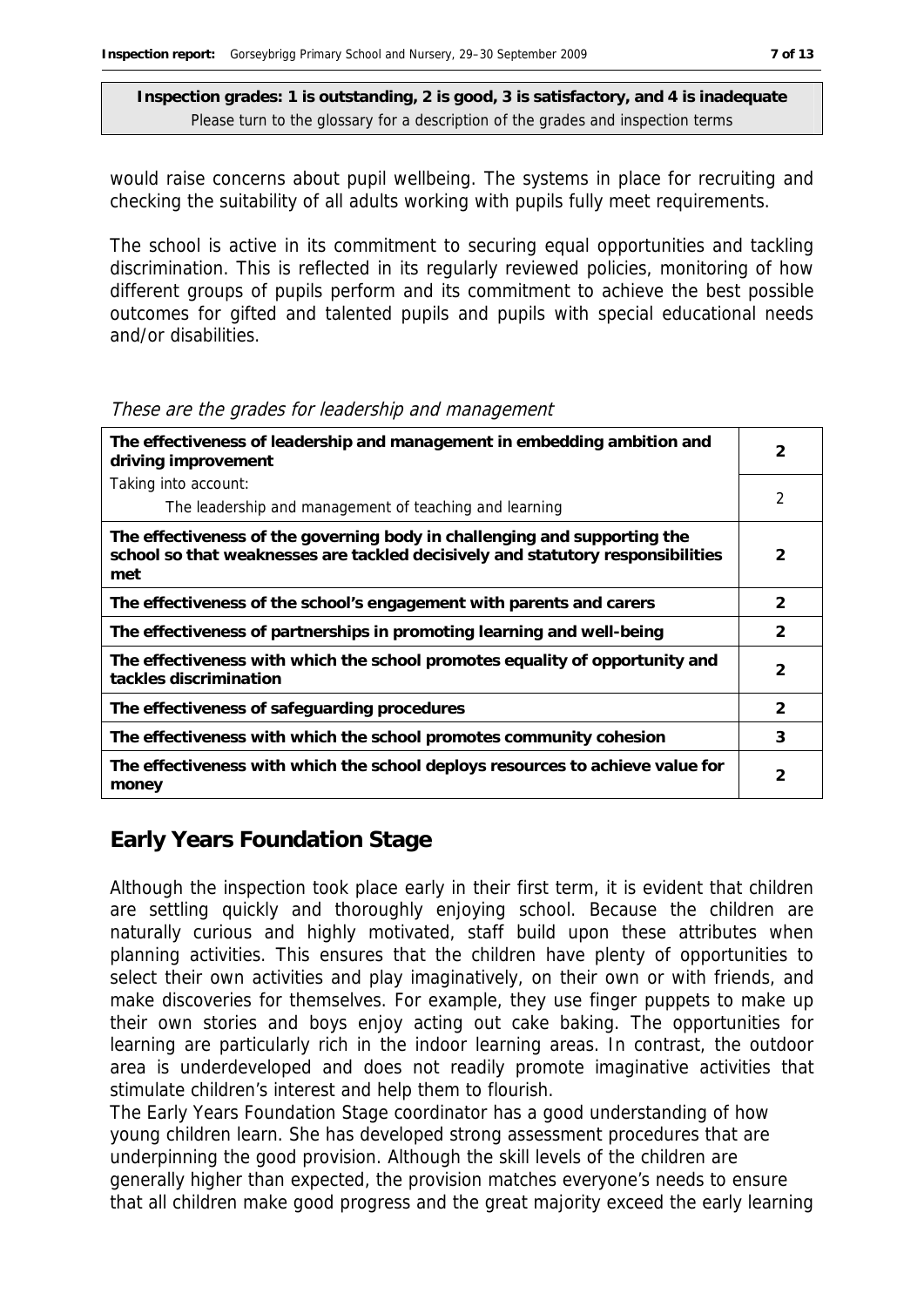**Inspection grades: 1 is outstanding, 2 is good, 3 is satisfactory, and 4 is inadequate**
Please turn to the glossary for a description of the grades and inspection terms

would raise concerns about pupil wellbeing. The systems in place for recruiting and checking the suitability of all adults working with pupils fully meet requirements.

The school is active in its commitment to securing equal opportunities and tackling discrimination. This is reflected in its regularly reviewed policies, monitoring of how different groups of pupils perform and its commitment to achieve the best possible outcomes for gifted and talented pupils and pupils with special educational needs and/or disabilities.

*These are the grades for leadership and management*

| | |
|---|---|
| **The effectiveness of leadership and management in embedding ambition and driving improvement** | **2** |
| Taking into account: The leadership and management of teaching and learning | 2 |
| **The effectiveness of the governing body in challenging and supporting the school so that weaknesses are tackled decisively and statutory responsibilities met** | **2** |
| **The effectiveness of the school's engagement with parents and carers** | **2** |
| **The effectiveness of partnerships in promoting learning and well-being** | **2** |
| **The effectiveness with which the school promotes equality of opportunity and tackles discrimination** | **2** |
| **The effectiveness of safeguarding procedures** | **2** |
| **The effectiveness with which the school promotes community cohesion** | **3** |
| **The effectiveness with which the school deploys resources to achieve value for money** | **2** |

## Early Years Foundation Stage

Although the inspection took place early in their first term, it is evident that children are settling quickly and thoroughly enjoying school. Because the children are naturally curious and highly motivated, staff build upon these attributes when planning activities. This ensures that the children have plenty of opportunities to select their own activities and play imaginatively, on their own or with friends, and make discoveries for themselves. For example, they use finger puppets to make up their own stories and boys enjoy acting out cake baking. The opportunities for learning are particularly rich in the indoor learning areas. In contrast, the outdoor area is underdeveloped and does not readily promote imaginative activities that stimulate children's interest and help them to flourish.

The Early Years Foundation Stage coordinator has a good understanding of how young children learn. She has developed strong assessment procedures that are underpinning the good provision. Although the skill levels of the children are generally higher than expected, the provision matches everyone's needs to ensure that all children make good progress and the great majority exceed the early learning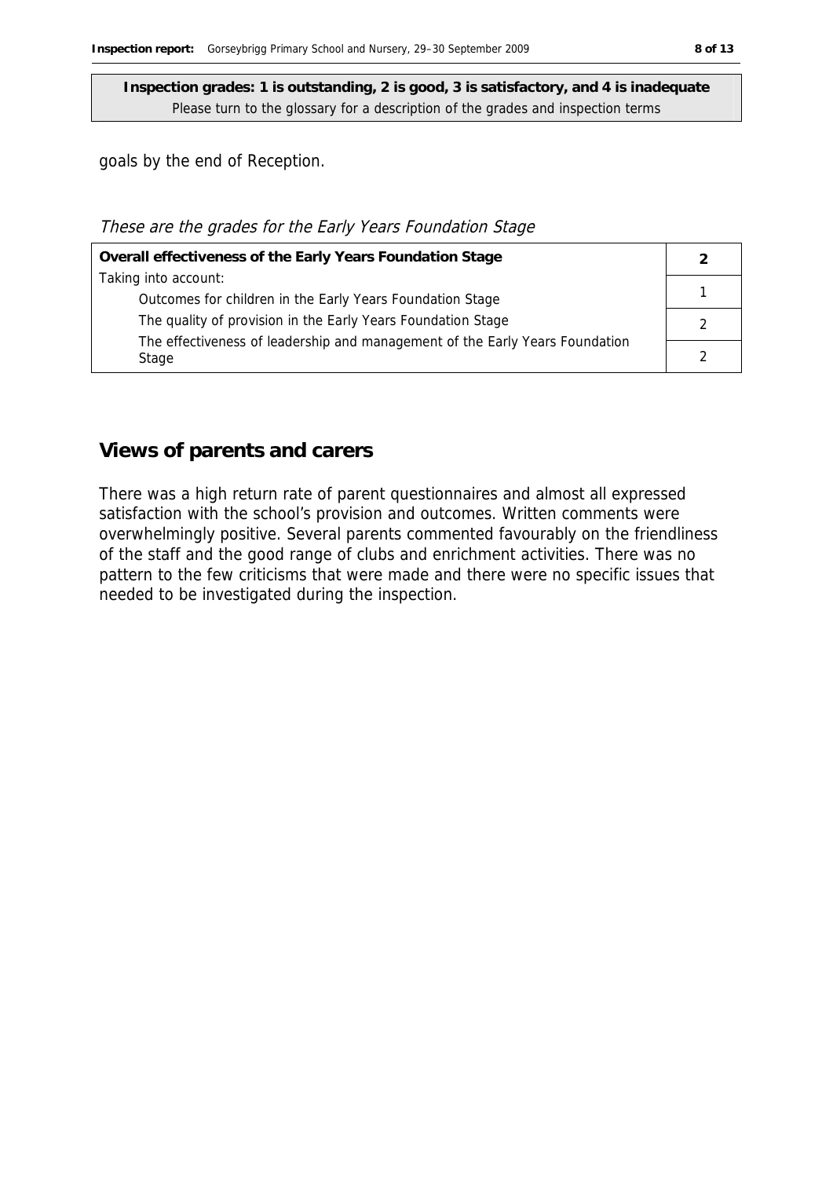**Inspection grades: 1 is outstanding, 2 is good, 3 is satisfactory, and 4 is inadequate**
Please turn to the glossary for a description of the grades and inspection terms

goals by the end of Reception.

*These are the grades for the Early Years Foundation Stage*

| **Overall effectiveness of the Early Years Foundation Stage** | **2** |
|---|---|
| Taking into account: | |
| Outcomes for children in the Early Years Foundation Stage | 1 |
| The quality of provision in the Early Years Foundation Stage | 2 |
| The effectiveness of leadership and management of the Early Years Foundation Stage | 2 |

## Views of parents and carers

There was a high return rate of parent questionnaires and almost all expressed satisfaction with the school's provision and outcomes. Written comments were overwhelmingly positive. Several parents commented favourably on the friendliness of the staff and the good range of clubs and enrichment activities. There was no pattern to the few criticisms that were made and there were no specific issues that needed to be investigated during the inspection.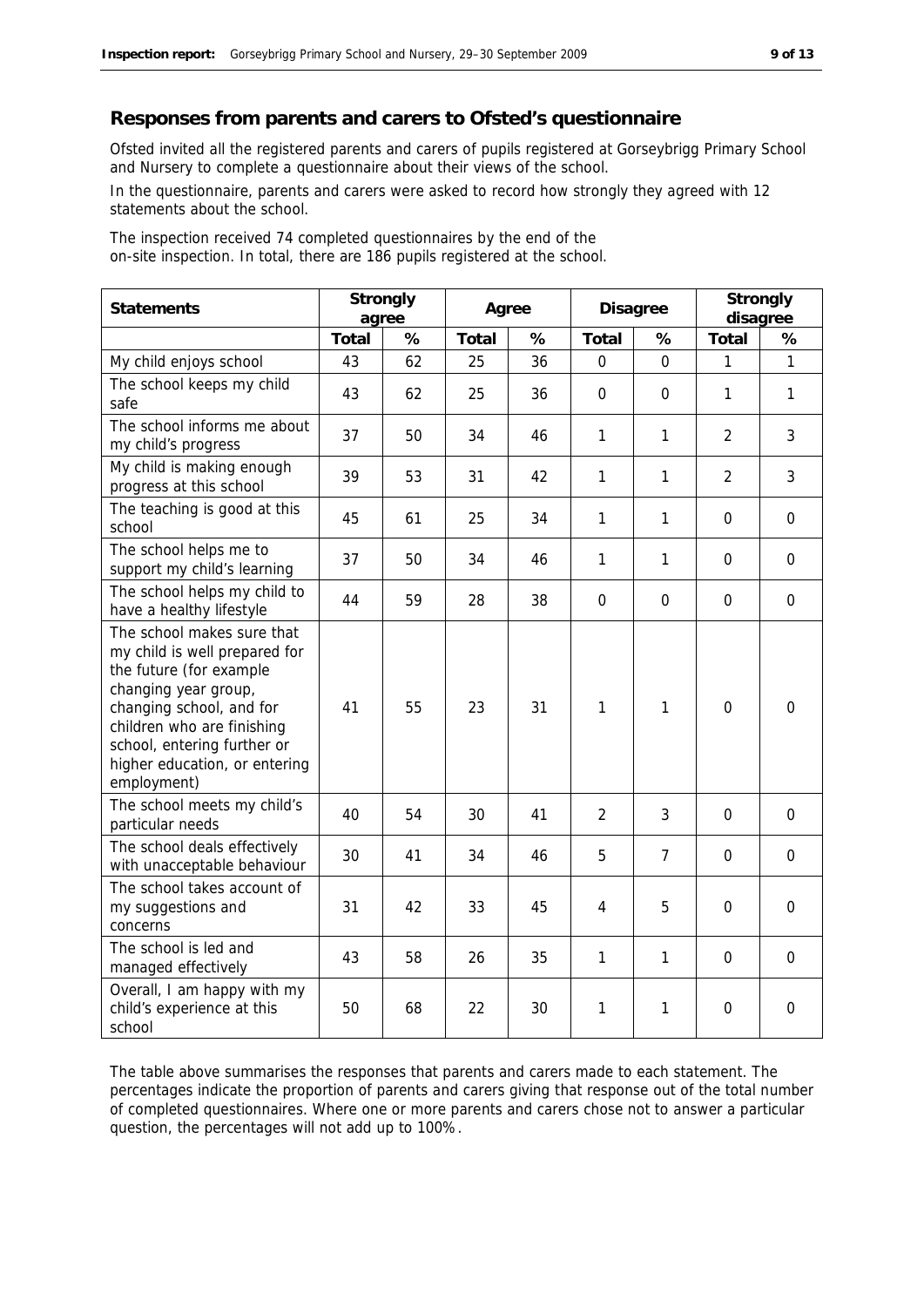## Responses from parents and carers to Ofsted's questionnaire

Ofsted invited all the registered parents and carers of pupils registered at Gorseybrigg Primary School and Nursery to complete a questionnaire about their views of the school.

In the questionnaire, parents and carers were asked to record how strongly they agreed with 12 statements about the school.

The inspection received 74 completed questionnaires by the end of the on-site inspection. In total, there are 186 pupils registered at the school.

| Statements | Strongly agree | | Agree | | Disagree | | Strongly disagree | |
|---|---|---|---|---|---|---|---|---|
| | Total | % | Total | % | Total | % | Total | % |
| My child enjoys school | 43 | 62 | 25 | 36 | 0 | 0 | 1 | 1 |
| The school keeps my child safe | 43 | 62 | 25 | 36 | 0 | 0 | 1 | 1 |
| The school informs me about my child's progress | 37 | 50 | 34 | 46 | 1 | 1 | 2 | 3 |
| My child is making enough progress at this school | 39 | 53 | 31 | 42 | 1 | 1 | 2 | 3 |
| The teaching is good at this school | 45 | 61 | 25 | 34 | 1 | 1 | 0 | 0 |
| The school helps me to support my child's learning | 37 | 50 | 34 | 46 | 1 | 1 | 0 | 0 |
| The school helps my child to have a healthy lifestyle | 44 | 59 | 28 | 38 | 0 | 0 | 0 | 0 |
| The school makes sure that my child is well prepared for the future (for example changing year group, changing school, and for children who are finishing school, entering further or higher education, or entering employment) | 41 | 55 | 23 | 31 | 1 | 1 | 0 | 0 |
| The school meets my child's particular needs | 40 | 54 | 30 | 41 | 2 | 3 | 0 | 0 |
| The school deals effectively with unacceptable behaviour | 30 | 41 | 34 | 46 | 5 | 7 | 0 | 0 |
| The school takes account of my suggestions and concerns | 31 | 42 | 33 | 45 | 4 | 5 | 0 | 0 |
| The school is led and managed effectively | 43 | 58 | 26 | 35 | 1 | 1 | 0 | 0 |
| Overall, I am happy with my child's experience at this school | 50 | 68 | 22 | 30 | 1 | 1 | 0 | 0 |

The table above summarises the responses that parents and carers made to each statement. The percentages indicate the proportion of parents and carers giving that response out of the total number of completed questionnaires. Where one or more parents and carers chose not to answer a particular question, the percentages will not add up to 100%.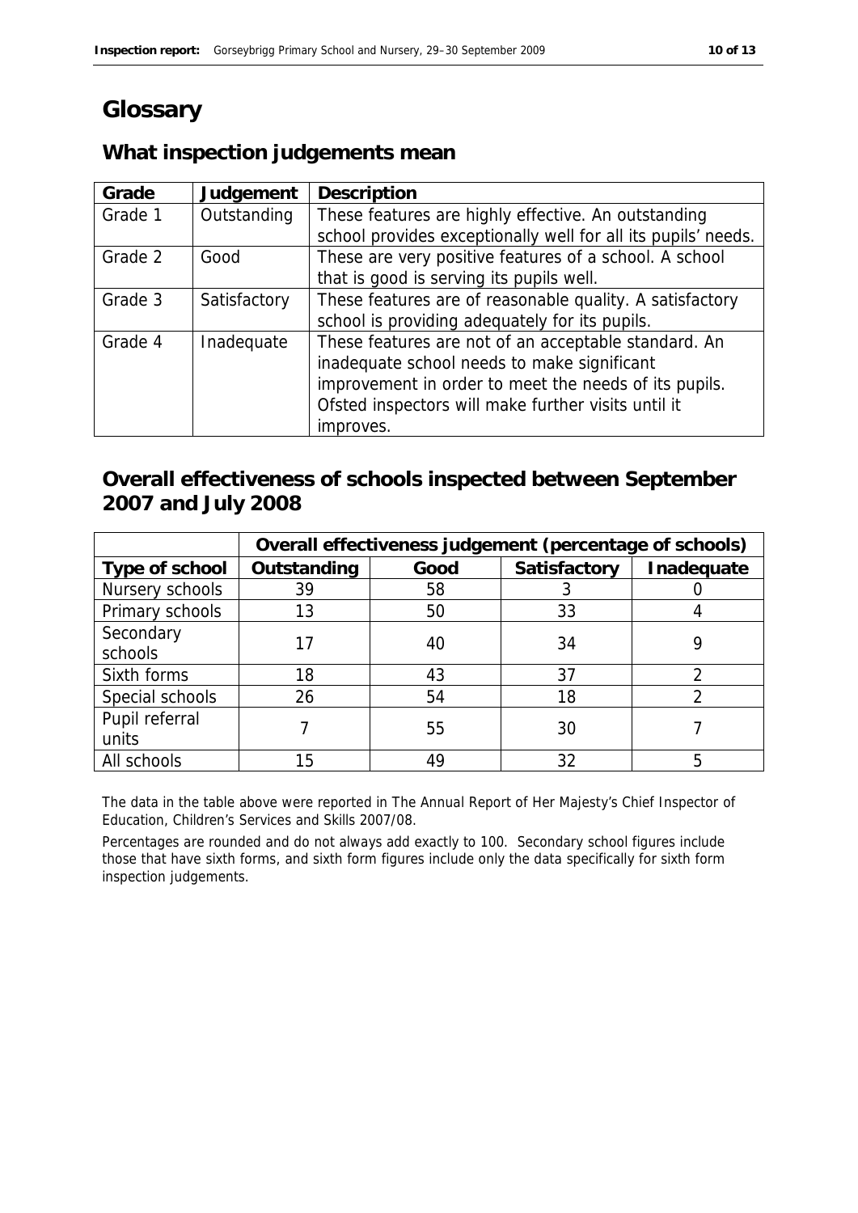# Glossary

## What inspection judgements mean

| Grade | Judgement | Description |
|---|---|---|
| Grade 1 | Outstanding | These features are highly effective. An outstanding school provides exceptionally well for all its pupils' needs. |
| Grade 2 | Good | These are very positive features of a school. A school that is good is serving its pupils well. |
| Grade 3 | Satisfactory | These features are of reasonable quality. A satisfactory school is providing adequately for its pupils. |
| Grade 4 | Inadequate | These features are not of an acceptable standard. An inadequate school needs to make significant improvement in order to meet the needs of its pupils. Ofsted inspectors will make further visits until it improves. |

## Overall effectiveness of schools inspected between September 2007 and July 2008

| | Overall effectiveness judgement (percentage of schools) | | | |
|---|---|---|---|---|
| Type of school | Outstanding | Good | Satisfactory | Inadequate |
| Nursery schools | 39 | 58 | 3 | 0 |
| Primary schools | 13 | 50 | 33 | 4 |
| Secondary schools | 17 | 40 | 34 | 9 |
| Sixth forms | 18 | 43 | 37 | 2 |
| Special schools | 26 | 54 | 18 | 2 |
| Pupil referral units | 7 | 55 | 30 | 7 |
| All schools | 15 | 49 | 32 | 5 |

The data in the table above were reported in The Annual Report of Her Majesty's Chief Inspector of Education, Children's Services and Skills 2007/08.

Percentages are rounded and do not always add exactly to 100. Secondary school figures include those that have sixth forms, and sixth form figures include only the data specifically for sixth form inspection judgements.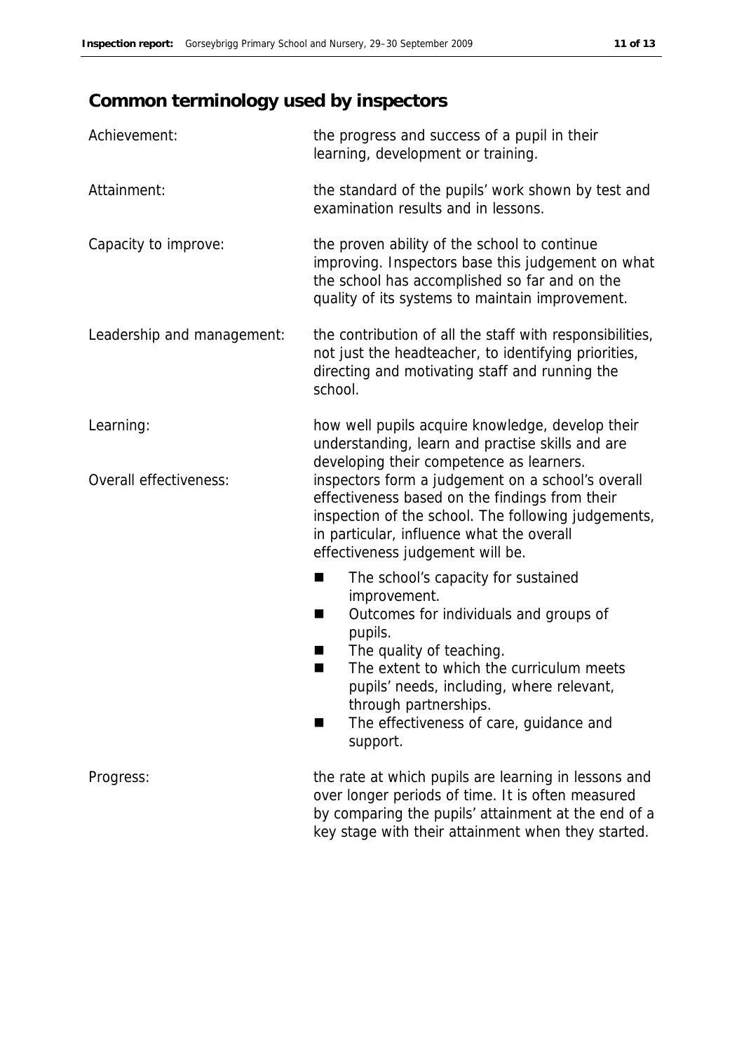# Common terminology used by inspectors

**Achievement:** the progress and success of a pupil in their learning, development or training.

**Attainment:** the standard of the pupils' work shown by test and examination results and in lessons.

**Capacity to improve:** the proven ability of the school to continue improving. Inspectors base this judgement on what the school has accomplished so far and on the quality of its systems to maintain improvement.

**Leadership and management:** the contribution of all the staff with responsibilities, not just the headteacher, to identifying priorities, directing and motivating staff and running the school.

**Learning:** how well pupils acquire knowledge, develop their understanding, learn and practise skills and are developing their competence as learners.

**Overall effectiveness:** inspectors form a judgement on a school's overall effectiveness based on the findings from their inspection of the school. The following judgements, in particular, influence what the overall effectiveness judgement will be.

- The school's capacity for sustained improvement.
- Outcomes for individuals and groups of pupils.
- The quality of teaching.
- The extent to which the curriculum meets pupils' needs, including, where relevant, through partnerships.
- The effectiveness of care, guidance and support.

**Progress:** the rate at which pupils are learning in lessons and over longer periods of time. It is often measured by comparing the pupils' attainment at the end of a key stage with their attainment when they started.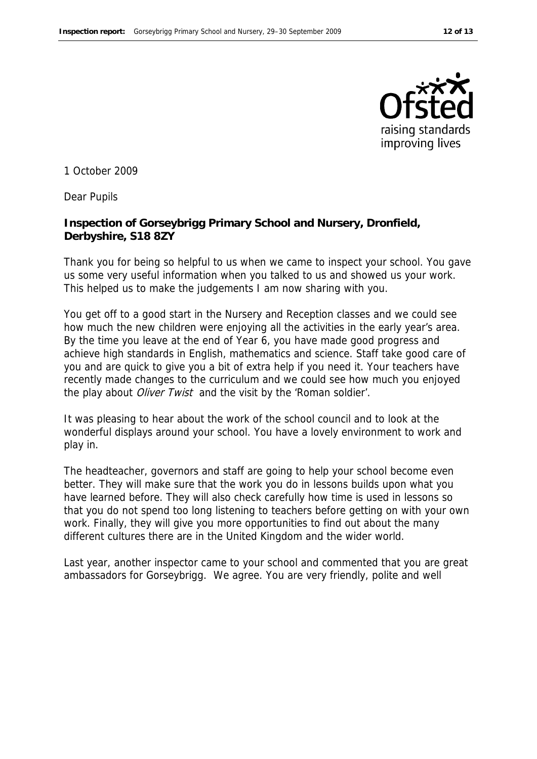1 October 2009

Dear Pupils

**Inspection of Gorseybrigg Primary School and Nursery, Dronfield, Derbyshire, S18 8ZY**

Thank you for being so helpful to us when we came to inspect your school. You gave us some very useful information when you talked to us and showed us your work. This helped us to make the judgements I am now sharing with you.

You get off to a good start in the Nursery and Reception classes and we could see how much the new children were enjoying all the activities in the early year's area. By the time you leave at the end of Year 6, you have made good progress and achieve high standards in English, mathematics and science. Staff take good care of you and are quick to give you a bit of extra help if you need it. Your teachers have recently made changes to the curriculum and we could see how much you enjoyed the play about *Oliver Twist* and the visit by the 'Roman soldier'.

It was pleasing to hear about the work of the school council and to look at the wonderful displays around your school. You have a lovely environment to work and play in.

The headteacher, governors and staff are going to help your school become even better. They will make sure that the work you do in lessons builds upon what you have learned before. They will also check carefully how time is used in lessons so that you do not spend too long listening to teachers before getting on with your own work. Finally, they will give you more opportunities to find out about the many different cultures there are in the United Kingdom and the wider world.

Last year, another inspector came to your school and commented that you are great ambassadors for Gorseybrigg. We agree. You are very friendly, polite and well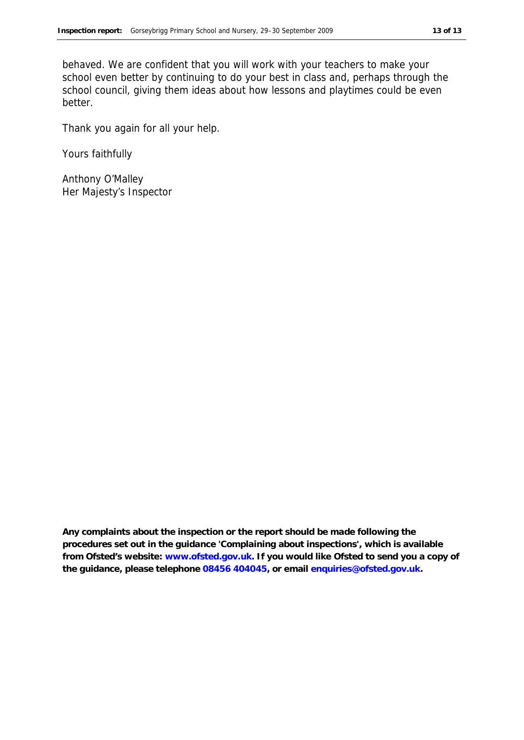behaved. We are confident that you will work with your teachers to make your school even better by continuing to do your best in class and, perhaps through the school council, giving them ideas about how lessons and playtimes could be even better.

Thank you again for all your help.

Yours faithfully

Anthony O'Malley
Her Majesty's Inspector

**Any complaints about the inspection or the report should be made following the procedures set out in the guidance 'Complaining about inspections', which is available from Ofsted's website: www.ofsted.gov.uk. If you would like Ofsted to send you a copy of the guidance, please telephone 08456 404045, or email enquiries@ofsted.gov.uk.**